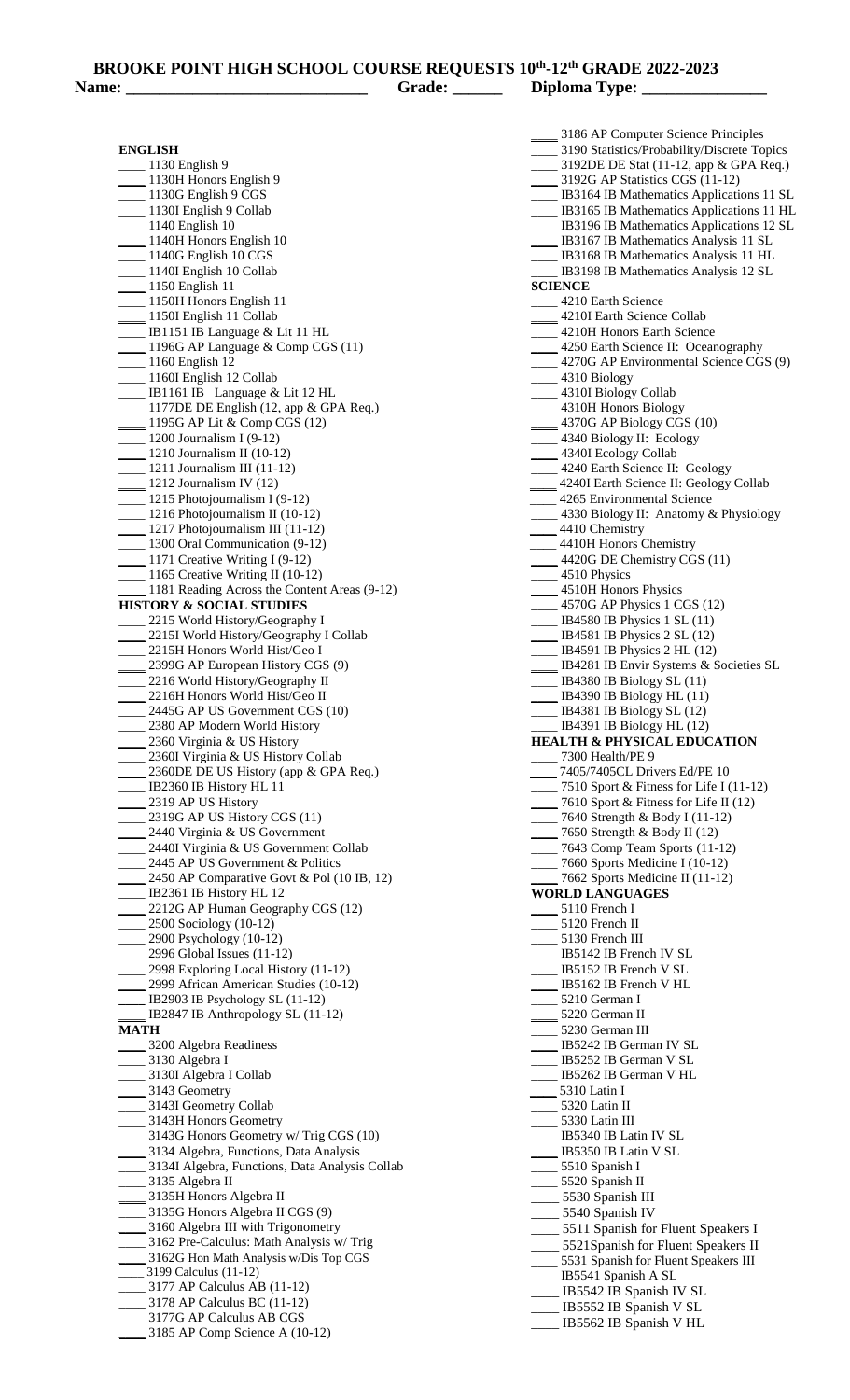# BROOKE POINT HIGH SCHOOL COURSE REQUESTS 10th-12th GRADE 2022-2023

**Name: ____________________________ Grade: ______ Diploma Type: _______________**

## ENGLISH

- ____ 1130 English 9
- ____ 1130H Honors English 9
- ____ 1130G English 9 CGS
- ____ 1130I English 9 Collab
- ____ 1140 English 10
- ____ 1140H Honors English 10
- ____ 1140G English 10 CGS
- ____ 1140I English 10 Collab
- ____ 1150 English 11
- ____ 1150H Honors English 11
- ____ 1150I English 11 Collab
- ____ IB1151 IB Language & Lit 11 HL
- ____ 1196G AP Language & Comp CGS (11)
- ____ 1160 English 12
- ____ 1160I English 12 Collab
- ____ IB1161 IB Language & Lit 12 HL
- ____ 1177DE DE English (12, app & GPA Req.)
- ____ 1195G AP Lit & Comp CGS (12)
- ____ 1200 Journalism I (9-12)
- ____ 1210 Journalism II (10-12)
- ____ 1211 Journalism III (11-12)
- ____ 1212 Journalism IV (12)
- ____ 1215 Photojournalism I (9-12)
- ____ 1216 Photojournalism II (10-12)
- ____ 1217 Photojournalism III (11-12)
- ____ 1300 Oral Communication (9-12)
- ____ 1171 Creative Writing I (9-12)
- ____ 1165 Creative Writing II (10-12)
- ____ 1181 Reading Across the Content Areas (9-12)

## HISTORY & SOCIAL STUDIES

- ____ 2215 World History/Geography I
- ____ 2215I World History/Geography I Collab
- ____ 2215H Honors World Hist/Geo I
- ____ 2399G AP European History CGS (9)
- ____ 2216 World History/Geography II
- ____ 2216H Honors World Hist/Geo II
- ____ 2445G AP US Government CGS (10)
- ____ 2380 AP Modern World History
- ____ 2360 Virginia & US History
- ____ 2360I Virginia & US History Collab
- ____ 2360DE DE US History (app & GPA Req.)
- ____ IB2360 IB History HL 11
- ____ 2319 AP US History
- ____ 2319G AP US History CGS (11)
- ____ 2440 Virginia & US Government
- ____ 2440I Virginia & US Government Collab
- ____ 2445 AP US Government & Politics
- ____ 2450 AP Comparative Govt & Pol (10 IB, 12)
- ____ IB2361 IB History HL 12
- ____ 2212G AP Human Geography CGS (12)
- ____ 2500 Sociology (10-12)
- ____ 2900 Psychology (10-12)
- ____ 2996 Global Issues (11-12)
- ____ 2998 Exploring Local History (11-12)
- ____ 2999 African American Studies (10-12)
- ____ IB2903 IB Psychology SL (11-12)
- ____ IB2847 IB Anthropology SL (11-12)

## MATH

- ____ 3200 Algebra Readiness
- ____ 3130 Algebra I
- ____ 3130I Algebra I Collab
- ____ 3143 Geometry
- ____ 3143I Geometry Collab
- ____ 3143H Honors Geometry
- ____ 3143G Honors Geometry w/ Trig CGS (10)
- ____ 3134 Algebra, Functions, Data Analysis
- ____ 3134I Algebra, Functions, Data Analysis Collab
- ____ 3135 Algebra II
- ____ 3135H Honors Algebra II
- ____ 3135G Honors Algebra II CGS (9)
- ____ 3160 Algebra III with Trigonometry
- ____ 3162 Pre-Calculus: Math Analysis w/ Trig
- ____ 3162G Hon Math Analysis w/Dis Top CGS
- ____ 3199 Calculus (11-12)
- ____ 3177 AP Calculus AB (11-12)
- ____ 3178 AP Calculus BC (11-12)
- ____ 3177G AP Calculus AB CGS
- ____ 3185 AP Comp Science A (10-12)
- ____ 3186 AP Computer Science Principles
- ____ 3190 Statistics/Probability/Discrete Topics
- ____ 3192DE DE Stat (11-12, app & GPA Req.)
- ____ 3192G AP Statistics CGS (11-12)
- ____ IB3164 IB Mathematics Applications 11 SL
- ____ IB3165 IB Mathematics Applications 11 HL
- ____ IB3196 IB Mathematics Applications 12 SL
- ____ IB3167 IB Mathematics Analysis 11 SL
- ____ IB3168 IB Mathematics Analysis 11 HL
- ____ IB3198 IB Mathematics Analysis 12 SL

## SCIENCE

- ____ 4210 Earth Science
- ____ 4210I Earth Science Collab
- ____ 4210H Honors Earth Science
- ____ 4250 Earth Science II: Oceanography
- ____ 4270G AP Environmental Science CGS (9)
- ____ 4310 Biology
- ____ 4310I Biology Collab
- ____ 4310H Honors Biology
- ____ 4370G AP Biology CGS (10)
- ____ 4340 Biology II: Ecology
- ____ 4340I Ecology Collab
- ____ 4240 Earth Science II: Geology
- ____ 4240I Earth Science II: Geology Collab
- ____ 4265 Environmental Science
- ____ 4330 Biology II: Anatomy & Physiology
- ____ 4410 Chemistry
- ____ 4410H Honors Chemistry
- ____ 4420G DE Chemistry CGS (11)
- ____ 4510 Physics
- ____ 4510H Honors Physics
- ____ 4570G AP Physics 1 CGS (12)
- ____ IB4580 IB Physics 1 SL (11)
- ____ IB4581 IB Physics 2 SL (12)
- ____ IB4591 IB Physics 2 HL (12)
- ____ IB4281 IB Envir Systems & Societies SL
- ____ IB4380 IB Biology SL (11)
- ____ IB4390 IB Biology HL (11)
- ____ IB4381 IB Biology SL (12)
- ____ IB4391 IB Biology HL (12)

## HEALTH & PHYSICAL EDUCATION

- ____ 7300 Health/PE 9
- ____ 7405/7405CL Drivers Ed/PE 10
- ____ 7510 Sport & Fitness for Life I (11-12)
- ____ 7610 Sport & Fitness for Life II (12)
- ____ 7640 Strength & Body I (11-12)
- ____ 7650 Strength & Body II (12)
- ____ 7643 Comp Team Sports (11-12)
- ____ 7660 Sports Medicine I (10-12)
- ____ 7662 Sports Medicine II (11-12)

## WORLD LANGUAGES

- ____ 5110 French I
- ____ 5120 French II
- ____ 5130 French III
- ____ IB5142 IB French IV SL
- ____ IB5152 IB French V SL
- ____ IB5162 IB French V HL
- ____ 5210 German I
- ____ 5220 German II
- ____ 5230 German III
- ____ IB5242 IB German IV SL
- ____ IB5252 IB German V SL
- ____ IB5262 IB German V HL
- ____ 5310 Latin I
- ____ 5320 Latin II
- ____ 5330 Latin III
- ____ IB5340 IB Latin IV SL
- ____ IB5350 IB Latin V SL
- ____ 5510 Spanish I
- ____ 5520 Spanish II
- ____ 5530 Spanish III
- ____ 5540 Spanish IV
- ____ 5511 Spanish for Fluent Speakers I
- ____ 5521Spanish for Fluent Speakers II
- ____ 5531 Spanish for Fluent Speakers III
- ____ IB5541 Spanish A SL
- ____ IB5542 IB Spanish IV SL
- ____ IB5552 IB Spanish V SL
- ____ IB5562 IB Spanish V HL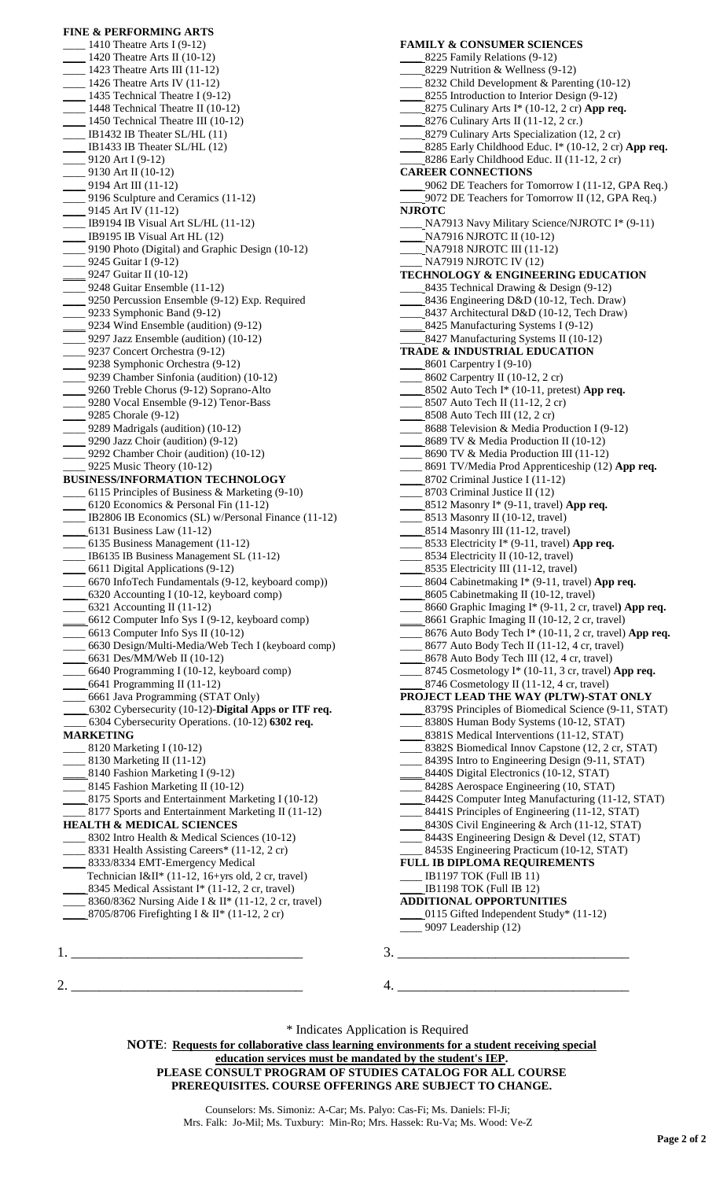**FINE & PERFORMING ARTS**

- ____ 1410 Theatre Arts I (9-12)
- ____ 1420 Theatre Arts II (10-12)
- ____ 1423 Theatre Arts III (11-12)
- ____ 1426 Theatre Arts IV (11-12)
- ____ 1435 Technical Theatre I (9-12)
- ____ 1448 Technical Theatre II (10-12)
- ____ 1450 Technical Theatre III (10-12)
- ____ IB1432 IB Theater SL/HL (11)
- ____ IB1433 IB Theater SL/HL (12)
- ____ 9120 Art I (9-12)
- ____ 9130 Art II (10-12)
- ____ 9194 Art III (11-12)
- ____ 9196 Sculpture and Ceramics (11-12)
- ____ 9145 Art IV (11-12)
- ____ IB9194 IB Visual Art SL/HL (11-12)
- ____ IB9195 IB Visual Art HL (12)
- ____ 9190 Photo (Digital) and Graphic Design (10-12)
- ____ 9245 Guitar I (9-12)
- ____ 9247 Guitar II (10-12)
- ____ 9248 Guitar Ensemble (11-12)
- ____ 9250 Percussion Ensemble (9-12) Exp. Required
- ____ 9233 Symphonic Band (9-12)
- ____ 9234 Wind Ensemble (audition) (9-12)
- ____ 9297 Jazz Ensemble (audition) (10-12)
- ____ 9237 Concert Orchestra (9-12)
- ____ 9238 Symphonic Orchestra (9-12)
- ____ 9239 Chamber Sinfonia (audition) (10-12)
- ____ 9260 Treble Chorus (9-12) Soprano-Alto
- ____ 9280 Vocal Ensemble (9-12) Tenor-Bass
- ____ 9285 Chorale (9-12)
- ____ 9289 Madrigals (audition) (10-12)
- ____ 9290 Jazz Choir (audition) (9-12)
- ____ 9292 Chamber Choir (audition) (10-12)
- ____ 9225 Music Theory (10-12)

**BUSINESS/INFORMATION TECHNOLOGY**

- ____ 6115 Principles of Business & Marketing (9-10)
- ____ 6120 Economics & Personal Fin (11-12)
- ____ IB2806 IB Economics (SL) w/Personal Finance (11-12)
- ____ 6131 Business Law (11-12)
- ____ 6135 Business Management (11-12)
- ____ IB6135 IB Business Management SL (11-12)
- ____ 6611 Digital Applications (9-12)
- ____ 6670 InfoTech Fundamentals (9-12, keyboard comp))
- ____ 6320 Accounting I (10-12, keyboard comp)
- ____ 6321 Accounting II (11-12)
- ____ 6612 Computer Info Sys I (9-12, keyboard comp)
- ____ 6613 Computer Info Sys II (10-12)
- ____ 6630 Design/Multi-Media/Web Tech I (keyboard comp)
- ____ 6631 Des/MM/Web II (10-12)
- ____ 6640 Programming I (10-12, keyboard comp)
- ____ 6641 Programming II (11-12)
- ____ 6661 Java Programming (STAT Only)
- ____ 6302 Cybersecurity (10-12)-**Digital Apps or ITF req.**
- ____ 6304 Cybersecurity Operations. (10-12) **6302 req.**

**MARKETING**

- ____ 8120 Marketing I (10-12)
- ____ 8130 Marketing II (11-12)
- ____ 8140 Fashion Marketing I (9-12)
- ____ 8145 Fashion Marketing II (10-12)
- ____ 8175 Sports and Entertainment Marketing I (10-12)
- ____ 8177 Sports and Entertainment Marketing II (11-12)

**HEALTH & MEDICAL SCIENCES**

- ____ 8302 Intro Health & Medical Sciences (10-12)
- ____ 8331 Health Assisting Careers* (11-12, 2 cr)
- ____ 8333/8334 EMT-Emergency Medical Technician I&II* (11-12, 16+yrs old, 2 cr, travel)
- ____ 8345 Medical Assistant I* (11-12, 2 cr, travel)
- ____ 8360/8362 Nursing Aide I & II* (11-12, 2 cr, travel)
- ____ 8705/8706 Firefighting I & II* (11-12, 2 cr)

**FAMILY & CONSUMER SCIENCES**

- ____ 8225 Family Relations (9-12)
- ____ 8229 Nutrition & Wellness (9-12)
- ____ 8232 Child Development & Parenting (10-12)
- ____ 8255 Introduction to Interior Design (9-12)
- ____ 8275 Culinary Arts I* (10-12, 2 cr) **App req.**
- ____ 8276 Culinary Arts II (11-12, 2 cr.)
- ____ 8279 Culinary Arts Specialization (12, 2 cr)
- ____ 8285 Early Childhood Educ. I* (10-12, 2 cr) **App req.**
- ____ 8286 Early Childhood Educ. II (11-12, 2 cr)

**CAREER CONNECTIONS**

- ____ 9062 DE Teachers for Tomorrow I (11-12, GPA Req.)
- ____ 9072 DE Teachers for Tomorrow II (12, GPA Req.)

**NJROTC**

- ____ NA7913 Navy Military Science/NJROTC I* (9-11)
- ____ NA7916 NJROTC II (10-12)
- ____ NA7918 NJROTC III (11-12)
- ____ NA7919 NJROTC IV (12)

**TECHNOLOGY & ENGINEERING EDUCATION**

- ____ 8435 Technical Drawing & Design (9-12)
- ____ 8436 Engineering D&D (10-12, Tech. Draw)
- ____ 8437 Architectural D&D (10-12, Tech Draw)
- ____ 8425 Manufacturing Systems I (9-12)
- ____ 8427 Manufacturing Systems II (10-12)

**TRADE & INDUSTRIAL EDUCATION**

- ____ 8601 Carpentry I (9-10)
- ____ 8602 Carpentry II (10-12, 2 cr)
- ____ 8502 Auto Tech I* (10-11, pretest) **App req.**
- ____ 8507 Auto Tech II (11-12, 2 cr)
- ____ 8508 Auto Tech III (12, 2 cr)
- ____ 8688 Television & Media Production I (9-12)
- ____ 8689 TV & Media Production II (10-12)
- ____ 8690 TV & Media Production III (11-12)
- ____ 8691 TV/Media Prod Apprenticeship (12) **App req.**
- ____ 8702 Criminal Justice I (11-12)
- ____ 8703 Criminal Justice II (12)
- ____ 8512 Masonry I* (9-11, travel) **App req.**
- ____ 8513 Masonry II (10-12, travel)
- ____ 8514 Masonry III (11-12, travel)
- ____ 8533 Electricity I* (9-11, travel) **App req.**
- ____ 8534 Electricity II (10-12, travel)
- ____ 8535 Electricity III (11-12, travel)
- ____ 8604 Cabinetmaking I* (9-11, travel) **App req.**
- ____ 8605 Cabinetmaking II (10-12, travel)
- ____ 8660 Graphic Imaging I* (9-11, 2 cr, travel**) App req.**
- ____ 8661 Graphic Imaging II (10-12, 2 cr, travel)
- ____ 8676 Auto Body Tech I* (10-11, 2 cr, travel) **App req.**
- ____ 8677 Auto Body Tech II (11-12, 4 cr, travel)
- ____ 8678 Auto Body Tech III (12, 4 cr, travel)
- ____ 8745 Cosmetology I* (10-11, 3 cr, travel) **App req.**
- ____ 8746 Cosmetology II (11-12, 4 cr, travel)

**PROJECT LEAD THE WAY (PLTW)-STAT ONLY**

- ____ 8379S Principles of Biomedical Science (9-11, STAT)
- ____ 8380S Human Body Systems (10-12, STAT)
- ____ 8381S Medical Interventions (11-12, STAT)
- ____ 8382S Biomedical Innov Capstone (12, 2 cr, STAT)
- ____ 8439S Intro to Engineering Design (9-11, STAT)
- ____ 8440S Digital Electronics (10-12, STAT)
- ____ 8428S Aerospace Engineering (10, STAT)
- ____ 8442S Computer Integ Manufacturing (11-12, STAT)
- ____ 8441S Principles of Engineering (11-12, STAT)
- ____ 8430S Civil Engineering & Arch (11-12, STAT)
- ____ 8443S Engineering Design & Devel (12, STAT)
- ____ 8453S Engineering Practicum (10-12, STAT)

**FULL IB DIPLOMA REQUIREMENTS**

- ____ IB1197 TOK (Full IB 11)
- ____ IB1198 TOK (Full IB 12)

**ADDITIONAL OPPORTUNITIES**

- ____ 0115 Gifted Independent Study* (11-12)
- ____ 9097 Leadership (12)

1. ________________________________

2. ________________________________

3. ________________________________

4. ________________________________

\* Indicates Application is Required

**NOTE**: **Requests for collaborative class learning environments for a student receiving special education services must be mandated by the student's IEP.**

**PLEASE CONSULT PROGRAM OF STUDIES CATALOG FOR ALL COURSE PREREQUISITES. COURSE OFFERINGS ARE SUBJECT TO CHANGE.**

Counselors: Ms. Simoniz: A-Car; Ms. Palyo: Cas-Fi; Ms. Daniels: Fl-Ji; Mrs. Falk: Jo-Mil; Ms. Tuxbury: Min-Ro; Mrs. Hassek: Ru-Va; Ms. Wood: Ve-Z